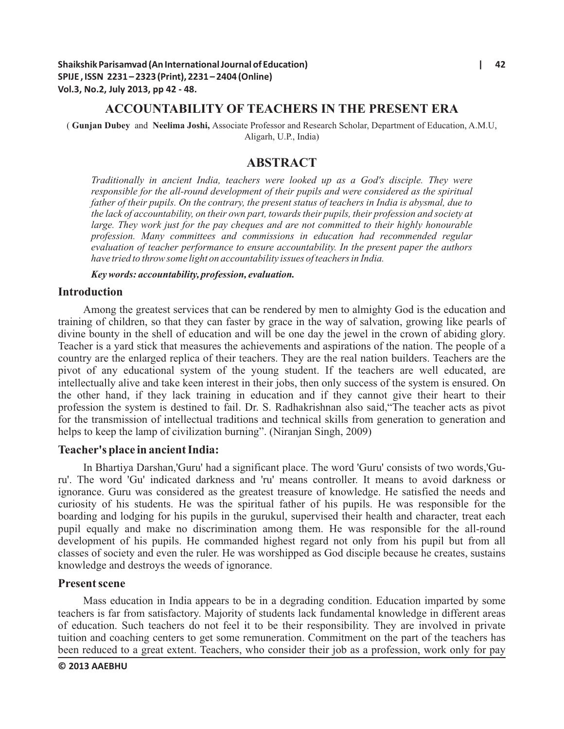# ACCOUNTABILITY OF TEACHERS IN THE PRESENT ERA

( **Gunjan Dubey** and **Neelima Joshi,** Associate Professor and Research Scholar, Department of Education, A.M.U, Aligarh, U.P., India)

## ABSTRACT

*Traditionally in ancient India, teachers were looked up as a God's disciple. They were responsible for the all-round development of their pupils and were considered as the spiritual father of their pupils. On the contrary, the present status of teachers in India is abysmal, due to the lack of accountability, on their own part, towards their pupils, their profession and society at large. They work just for the pay cheques and are not committed to their highly honourable profession. Many committees and commissions in education had recommended regular evaluation of teacher performance to ensure accountability. In the present paper the authors have tried to throw some light on accountability issues of teachers in India.*

***Key words: accountability, profession, evaluation.***

## Introduction

Among the greatest services that can be rendered by men to almighty God is the education and training of children, so that they can faster by grace in the way of salvation, growing like pearls of divine bounty in the shell of education and will be one day the jewel in the crown of abiding glory. Teacher is a yard stick that measures the achievements and aspirations of the nation. The people of a country are the enlarged replica of their teachers. They are the real nation builders. Teachers are the pivot of any educational system of the young student. If the teachers are well educated, are intellectually alive and take keen interest in their jobs, then only success of the system is ensured. On the other hand, if they lack training in education and if they cannot give their heart to their profession the system is destined to fail. Dr. S. Radhakrishnan also said,"The teacher acts as pivot for the transmission of intellectual traditions and technical skills from generation to generation and helps to keep the lamp of civilization burning". (Niranjan Singh, 2009)

## Teacher's place in ancient India:

In Bhartiya Darshan,'Guru' had a significant place. The word 'Guru' consists of two words,'Gu-ru'. The word 'Gu' indicated darkness and 'ru' means controller. It means to avoid darkness or ignorance. Guru was considered as the greatest treasure of knowledge. He satisfied the needs and curiosity of his students. He was the spiritual father of his pupils. He was responsible for the boarding and lodging for his pupils in the gurukul, supervised their health and character, treat each pupil equally and make no discrimination among them. He was responsible for the all-round development of his pupils. He commanded highest regard not only from his pupil but from all classes of society and even the ruler. He was worshipped as God disciple because he creates, sustains knowledge and destroys the weeds of ignorance.

## Present scene

Mass education in India appears to be in a degrading condition. Education imparted by some teachers is far from satisfactory. Majority of students lack fundamental knowledge in different areas of education. Such teachers do not feel it to be their responsibility. They are involved in private tuition and coaching centers to get some remuneration. Commitment on the part of the teachers has been reduced to a great extent. Teachers, who consider their job as a profession, work only for pay

© 2013 AAEBHU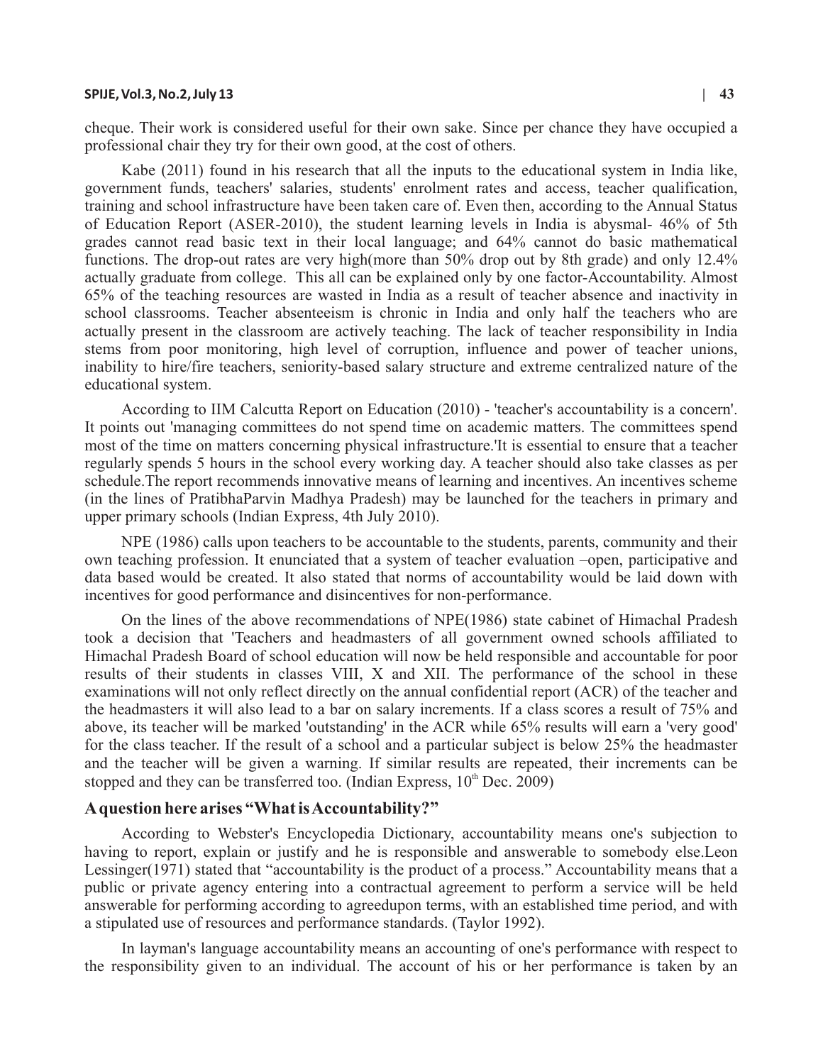cheque. Their work is considered useful for their own sake. Since per chance they have occupied a professional chair they try for their own good, at the cost of others.

Kabe (2011) found in his research that all the inputs to the educational system in India like, government funds, teachers' salaries, students' enrolment rates and access, teacher qualification, training and school infrastructure have been taken care of. Even then, according to the Annual Status of Education Report (ASER-2010), the student learning levels in India is abysmal- 46% of 5th grades cannot read basic text in their local language; and 64% cannot do basic mathematical functions. The drop-out rates are very high(more than 50% drop out by 8th grade) and only 12.4% actually graduate from college. This all can be explained only by one factor-Accountability. Almost 65% of the teaching resources are wasted in India as a result of teacher absence and inactivity in school classrooms. Teacher absenteeism is chronic in India and only half the teachers who are actually present in the classroom are actively teaching. The lack of teacher responsibility in India stems from poor monitoring, high level of corruption, influence and power of teacher unions, inability to hire/fire teachers, seniority-based salary structure and extreme centralized nature of the educational system.

According to IIM Calcutta Report on Education (2010) - 'teacher's accountability is a concern'. It points out 'managing committees do not spend time on academic matters. The committees spend most of the time on matters concerning physical infrastructure.'It is essential to ensure that a teacher regularly spends 5 hours in the school every working day. A teacher should also take classes as per schedule.The report recommends innovative means of learning and incentives. An incentives scheme (in the lines of PratibhaParvin Madhya Pradesh) may be launched for the teachers in primary and upper primary schools (Indian Express, 4th July 2010).

NPE (1986) calls upon teachers to be accountable to the students, parents, community and their own teaching profession. It enunciated that a system of teacher evaluation –open, participative and data based would be created. It also stated that norms of accountability would be laid down with incentives for good performance and disincentives for non-performance.

On the lines of the above recommendations of NPE(1986) state cabinet of Himachal Pradesh took a decision that 'Teachers and headmasters of all government owned schools affiliated to Himachal Pradesh Board of school education will now be held responsible and accountable for poor results of their students in classes VIII, X and XII. The performance of the school in these examinations will not only reflect directly on the annual confidential report (ACR) of the teacher and the headmasters it will also lead to a bar on salary increments. If a class scores a result of 75% and above, its teacher will be marked 'outstanding' in the ACR while 65% results will earn a 'very good' for the class teacher. If the result of a school and a particular subject is below 25% the headmaster and the teacher will be given a warning. If similar results are repeated, their increments can be stopped and they can be transferred too. (Indian Express, 10th Dec. 2009)

### A question here arises "What is Accountability?"

According to Webster's Encyclopedia Dictionary, accountability means one's subjection to having to report, explain or justify and he is responsible and answerable to somebody else.Leon Lessinger(1971) stated that "accountability is the product of a process." Accountability means that a public or private agency entering into a contractual agreement to perform a service will be held answerable for performing according to agreedupon terms, with an established time period, and with a stipulated use of resources and performance standards. (Taylor 1992).

In layman's language accountability means an accounting of one's performance with respect to the responsibility given to an individual. The account of his or her performance is taken by an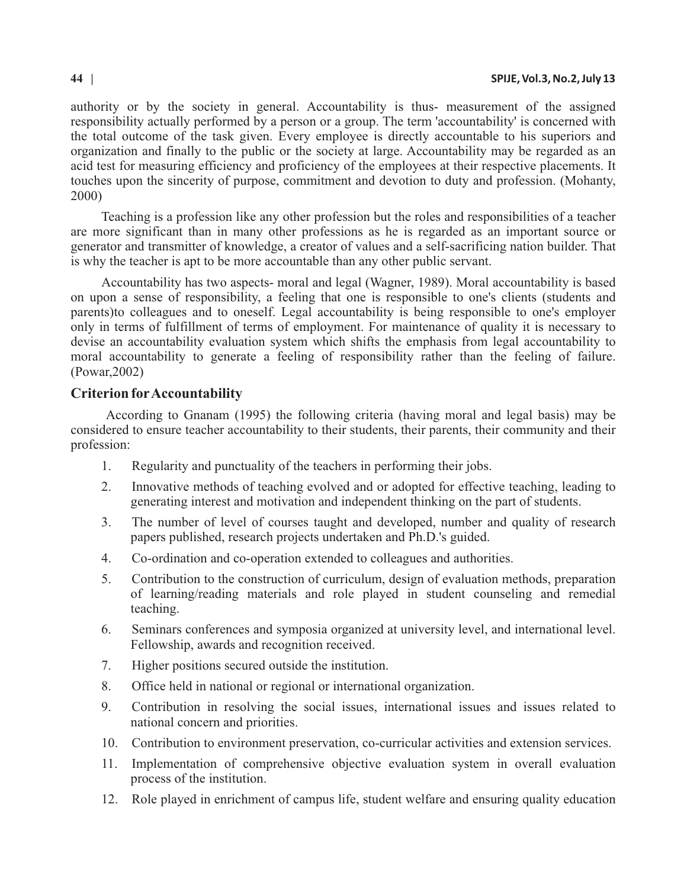authority or by the society in general. Accountability is thus- measurement of the assigned responsibility actually performed by a person or a group. The term 'accountability' is concerned with the total outcome of the task given. Every employee is directly accountable to his superiors and organization and finally to the public or the society at large. Accountability may be regarded as an acid test for measuring efficiency and proficiency of the employees at their respective placements. It touches upon the sincerity of purpose, commitment and devotion to duty and profession. (Mohanty, 2000)

Teaching is a profession like any other profession but the roles and responsibilities of a teacher are more significant than in many other professions as he is regarded as an important source or generator and transmitter of knowledge, a creator of values and a self-sacrificing nation builder. That is why the teacher is apt to be more accountable than any other public servant.

Accountability has two aspects- moral and legal (Wagner, 1989). Moral accountability is based on upon a sense of responsibility, a feeling that one is responsible to one's clients (students and parents)to colleagues and to oneself. Legal accountability is being responsible to one's employer only in terms of fulfillment of terms of employment. For maintenance of quality it is necessary to devise an accountability evaluation system which shifts the emphasis from legal accountability to moral accountability to generate a feeling of responsibility rather than the feeling of failure. (Powar,2002)

## Criterion for Accountability

According to Gnanam (1995) the following criteria (having moral and legal basis) may be considered to ensure teacher accountability to their students, their parents, their community and their profession:

1. Regularity and punctuality of the teachers in performing their jobs.
2. Innovative methods of teaching evolved and or adopted for effective teaching, leading to generating interest and motivation and independent thinking on the part of students.
3. The number of level of courses taught and developed, number and quality of research papers published, research projects undertaken and Ph.D.'s guided.
4. Co-ordination and co-operation extended to colleagues and authorities.
5. Contribution to the construction of curriculum, design of evaluation methods, preparation of learning/reading materials and role played in student counseling and remedial teaching.
6. Seminars conferences and symposia organized at university level, and international level. Fellowship, awards and recognition received.
7. Higher positions secured outside the institution.
8. Office held in national or regional or international organization.
9. Contribution in resolving the social issues, international issues and issues related to national concern and priorities.
10. Contribution to environment preservation, co-curricular activities and extension services.
11. Implementation of comprehensive objective evaluation system in overall evaluation process of the institution.
12. Role played in enrichment of campus life, student welfare and ensuring quality education